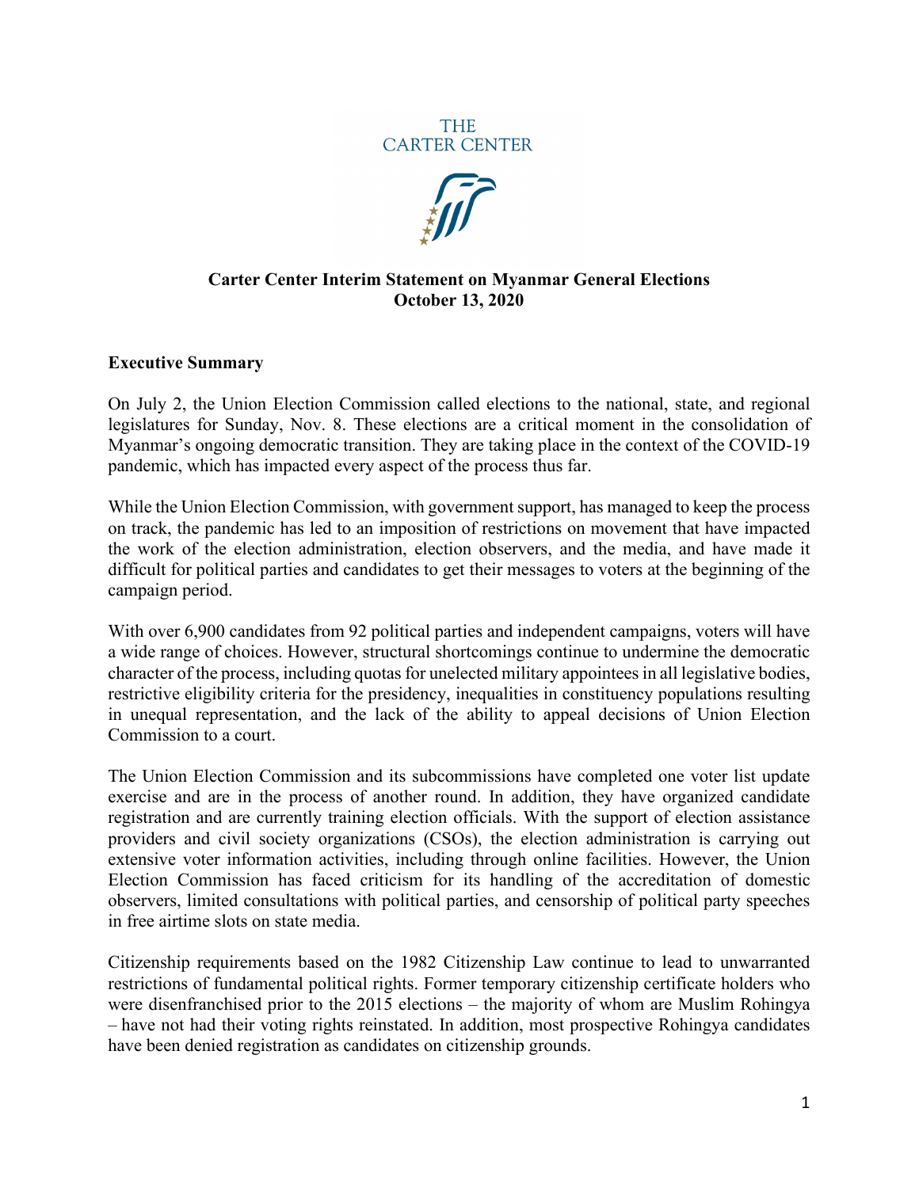THE CARTER CENTER

**Carter Center Interim Statement on Myanmar General Elections**
**October 13, 2020**

## Executive Summary

On July 2, the Union Election Commission called elections to the national, state, and regional legislatures for Sunday, Nov. 8. These elections are a critical moment in the consolidation of Myanmar's ongoing democratic transition. They are taking place in the context of the COVID-19 pandemic, which has impacted every aspect of the process thus far.

While the Union Election Commission, with government support, has managed to keep the process on track, the pandemic has led to an imposition of restrictions on movement that have impacted the work of the election administration, election observers, and the media, and have made it difficult for political parties and candidates to get their messages to voters at the beginning of the campaign period.

With over 6,900 candidates from 92 political parties and independent campaigns, voters will have a wide range of choices. However, structural shortcomings continue to undermine the democratic character of the process, including quotas for unelected military appointees in all legislative bodies, restrictive eligibility criteria for the presidency, inequalities in constituency populations resulting in unequal representation, and the lack of the ability to appeal decisions of Union Election Commission to a court.

The Union Election Commission and its subcommissions have completed one voter list update exercise and are in the process of another round. In addition, they have organized candidate registration and are currently training election officials. With the support of election assistance providers and civil society organizations (CSOs), the election administration is carrying out extensive voter information activities, including through online facilities. However, the Union Election Commission has faced criticism for its handling of the accreditation of domestic observers, limited consultations with political parties, and censorship of political party speeches in free airtime slots on state media.

Citizenship requirements based on the 1982 Citizenship Law continue to lead to unwarranted restrictions of fundamental political rights. Former temporary citizenship certificate holders who were disenfranchised prior to the 2015 elections – the majority of whom are Muslim Rohingya – have not had their voting rights reinstated. In addition, most prospective Rohingya candidates have been denied registration as candidates on citizenship grounds.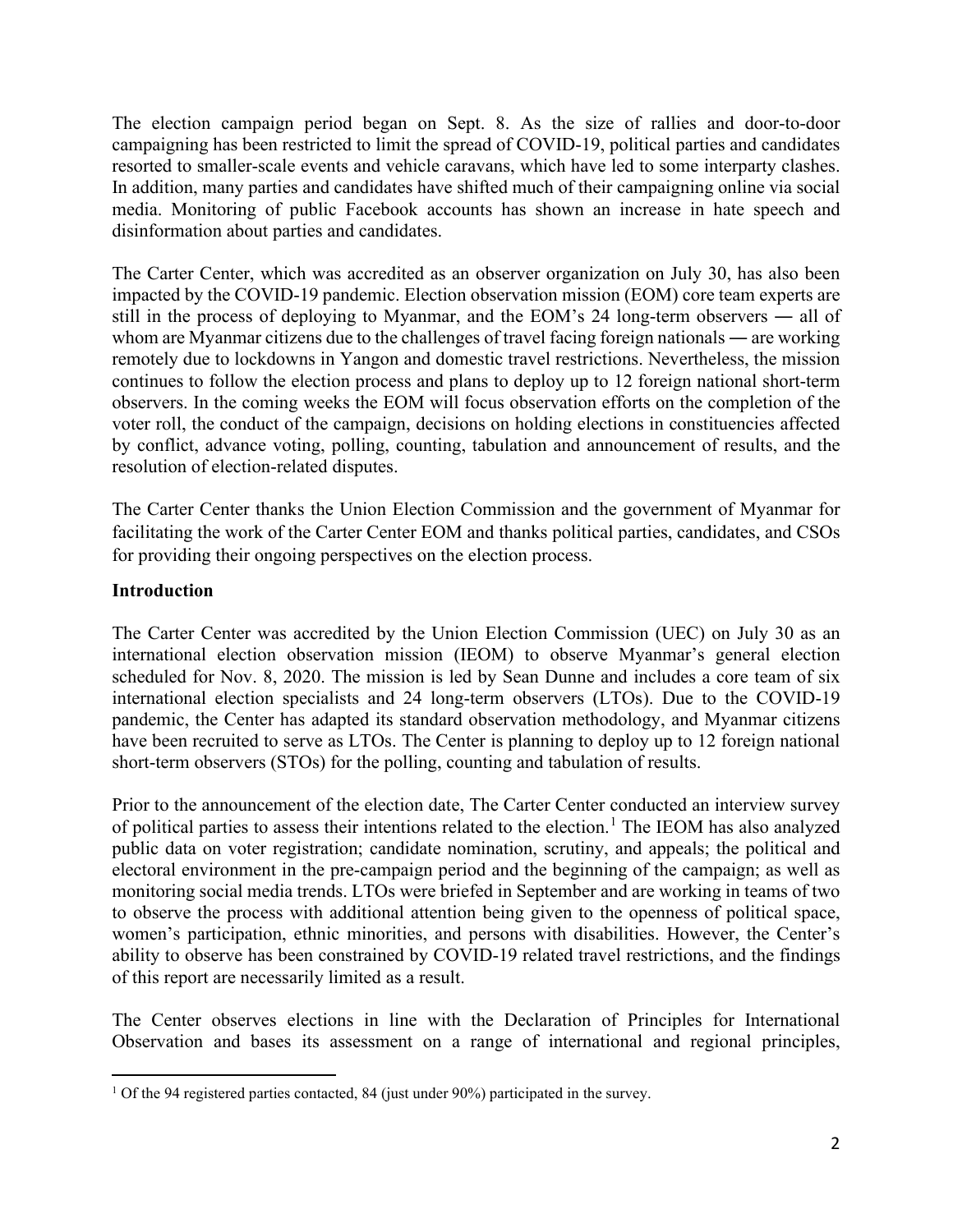The election campaign period began on Sept. 8. As the size of rallies and door-to-door campaigning has been restricted to limit the spread of COVID-19, political parties and candidates resorted to smaller-scale events and vehicle caravans, which have led to some interparty clashes. In addition, many parties and candidates have shifted much of their campaigning online via social media. Monitoring of public Facebook accounts has shown an increase in hate speech and disinformation about parties and candidates.

The Carter Center, which was accredited as an observer organization on July 30, has also been impacted by the COVID-19 pandemic. Election observation mission (EOM) core team experts are still in the process of deploying to Myanmar, and the EOM's 24 long-term observers ― all of whom are Myanmar citizens due to the challenges of travel facing foreign nationals ― are working remotely due to lockdowns in Yangon and domestic travel restrictions. Nevertheless, the mission continues to follow the election process and plans to deploy up to 12 foreign national short-term observers. In the coming weeks the EOM will focus observation efforts on the completion of the voter roll, the conduct of the campaign, decisions on holding elections in constituencies affected by conflict, advance voting, polling, counting, tabulation and announcement of results, and the resolution of election-related disputes.

The Carter Center thanks the Union Election Commission and the government of Myanmar for facilitating the work of the Carter Center EOM and thanks political parties, candidates, and CSOs for providing their ongoing perspectives on the election process.

## Introduction

The Carter Center was accredited by the Union Election Commission (UEC) on July 30 as an international election observation mission (IEOM) to observe Myanmar's general election scheduled for Nov. 8, 2020. The mission is led by Sean Dunne and includes a core team of six international election specialists and 24 long-term observers (LTOs). Due to the COVID-19 pandemic, the Center has adapted its standard observation methodology, and Myanmar citizens have been recruited to serve as LTOs. The Center is planning to deploy up to 12 foreign national short-term observers (STOs) for the polling, counting and tabulation of results.

Prior to the announcement of the election date, The Carter Center conducted an interview survey of political parties to assess their intentions related to the election.[1] The IEOM has also analyzed public data on voter registration; candidate nomination, scrutiny, and appeals; the political and electoral environment in the pre-campaign period and the beginning of the campaign; as well as monitoring social media trends. LTOs were briefed in September and are working in teams of two to observe the process with additional attention being given to the openness of political space, women's participation, ethnic minorities, and persons with disabilities. However, the Center's ability to observe has been constrained by COVID-19 related travel restrictions, and the findings of this report are necessarily limited as a result.

The Center observes elections in line with the Declaration of Principles for International Observation and bases its assessment on a range of international and regional principles,

[1] Of the 94 registered parties contacted, 84 (just under 90%) participated in the survey.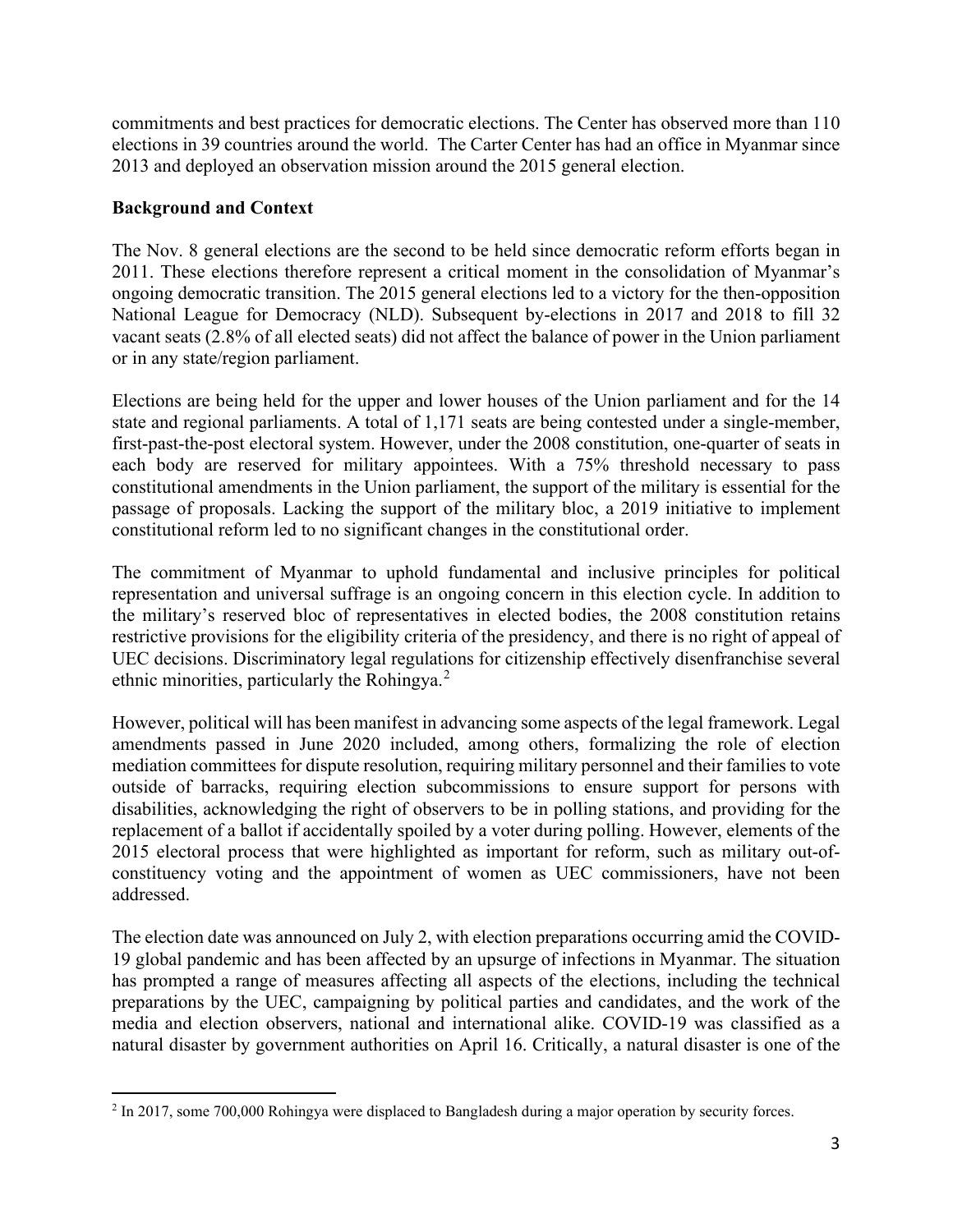commitments and best practices for democratic elections. The Center has observed more than 110 elections in 39 countries around the world. The Carter Center has had an office in Myanmar since 2013 and deployed an observation mission around the 2015 general election.

**Background and Context**

The Nov. 8 general elections are the second to be held since democratic reform efforts began in 2011. These elections therefore represent a critical moment in the consolidation of Myanmar's ongoing democratic transition. The 2015 general elections led to a victory for the then-opposition National League for Democracy (NLD). Subsequent by-elections in 2017 and 2018 to fill 32 vacant seats (2.8% of all elected seats) did not affect the balance of power in the Union parliament or in any state/region parliament.

Elections are being held for the upper and lower houses of the Union parliament and for the 14 state and regional parliaments. A total of 1,171 seats are being contested under a single-member, first-past-the-post electoral system. However, under the 2008 constitution, one-quarter of seats in each body are reserved for military appointees. With a 75% threshold necessary to pass constitutional amendments in the Union parliament, the support of the military is essential for the passage of proposals. Lacking the support of the military bloc, a 2019 initiative to implement constitutional reform led to no significant changes in the constitutional order.

The commitment of Myanmar to uphold fundamental and inclusive principles for political representation and universal suffrage is an ongoing concern in this election cycle. In addition to the military's reserved bloc of representatives in elected bodies, the 2008 constitution retains restrictive provisions for the eligibility criteria of the presidency, and there is no right of appeal of UEC decisions. Discriminatory legal regulations for citizenship effectively disenfranchise several ethnic minorities, particularly the Rohingya.[2]

However, political will has been manifest in advancing some aspects of the legal framework. Legal amendments passed in June 2020 included, among others, formalizing the role of election mediation committees for dispute resolution, requiring military personnel and their families to vote outside of barracks, requiring election subcommissions to ensure support for persons with disabilities, acknowledging the right of observers to be in polling stations, and providing for the replacement of a ballot if accidentally spoiled by a voter during polling. However, elements of the 2015 electoral process that were highlighted as important for reform, such as military out-of-constituency voting and the appointment of women as UEC commissioners, have not been addressed.

The election date was announced on July 2, with election preparations occurring amid the COVID-19 global pandemic and has been affected by an upsurge of infections in Myanmar. The situation has prompted a range of measures affecting all aspects of the elections, including the technical preparations by the UEC, campaigning by political parties and candidates, and the work of the media and election observers, national and international alike. COVID-19 was classified as a natural disaster by government authorities on April 16. Critically, a natural disaster is one of the

[2] In 2017, some 700,000 Rohingya were displaced to Bangladesh during a major operation by security forces.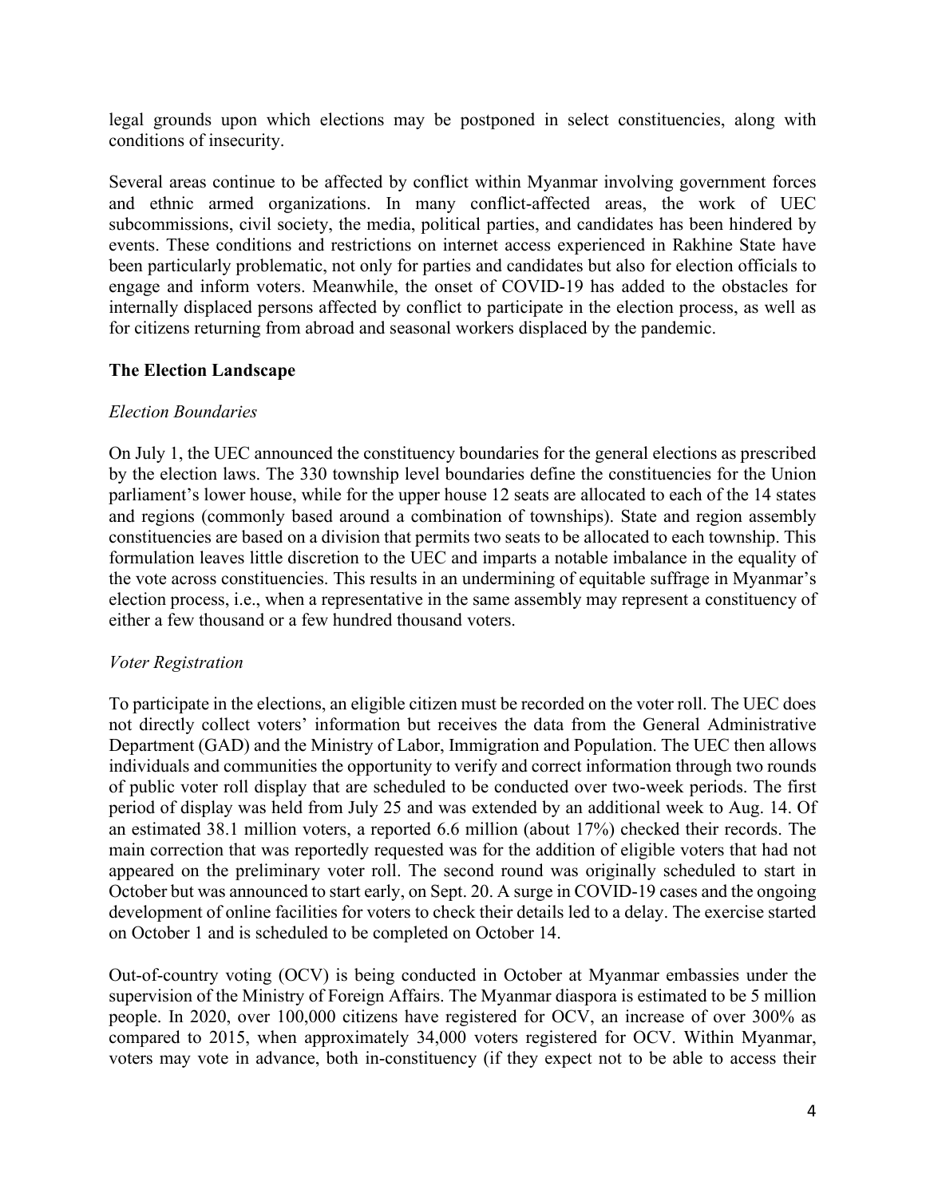legal grounds upon which elections may be postponed in select constituencies, along with conditions of insecurity.

Several areas continue to be affected by conflict within Myanmar involving government forces and ethnic armed organizations. In many conflict-affected areas, the work of UEC subcommissions, civil society, the media, political parties, and candidates has been hindered by events. These conditions and restrictions on internet access experienced in Rakhine State have been particularly problematic, not only for parties and candidates but also for election officials to engage and inform voters. Meanwhile, the onset of COVID-19 has added to the obstacles for internally displaced persons affected by conflict to participate in the election process, as well as for citizens returning from abroad and seasonal workers displaced by the pandemic.

**The Election Landscape**

*Election Boundaries*

On July 1, the UEC announced the constituency boundaries for the general elections as prescribed by the election laws. The 330 township level boundaries define the constituencies for the Union parliament's lower house, while for the upper house 12 seats are allocated to each of the 14 states and regions (commonly based around a combination of townships). State and region assembly constituencies are based on a division that permits two seats to be allocated to each township. This formulation leaves little discretion to the UEC and imparts a notable imbalance in the equality of the vote across constituencies. This results in an undermining of equitable suffrage in Myanmar's election process, i.e., when a representative in the same assembly may represent a constituency of either a few thousand or a few hundred thousand voters.

*Voter Registration*

To participate in the elections, an eligible citizen must be recorded on the voter roll. The UEC does not directly collect voters' information but receives the data from the General Administrative Department (GAD) and the Ministry of Labor, Immigration and Population. The UEC then allows individuals and communities the opportunity to verify and correct information through two rounds of public voter roll display that are scheduled to be conducted over two-week periods. The first period of display was held from July 25 and was extended by an additional week to Aug. 14. Of an estimated 38.1 million voters, a reported 6.6 million (about 17%) checked their records. The main correction that was reportedly requested was for the addition of eligible voters that had not appeared on the preliminary voter roll. The second round was originally scheduled to start in October but was announced to start early, on Sept. 20. A surge in COVID-19 cases and the ongoing development of online facilities for voters to check their details led to a delay. The exercise started on October 1 and is scheduled to be completed on October 14.

Out-of-country voting (OCV) is being conducted in October at Myanmar embassies under the supervision of the Ministry of Foreign Affairs. The Myanmar diaspora is estimated to be 5 million people. In 2020, over 100,000 citizens have registered for OCV, an increase of over 300% as compared to 2015, when approximately 34,000 voters registered for OCV. Within Myanmar, voters may vote in advance, both in-constituency (if they expect not to be able to access their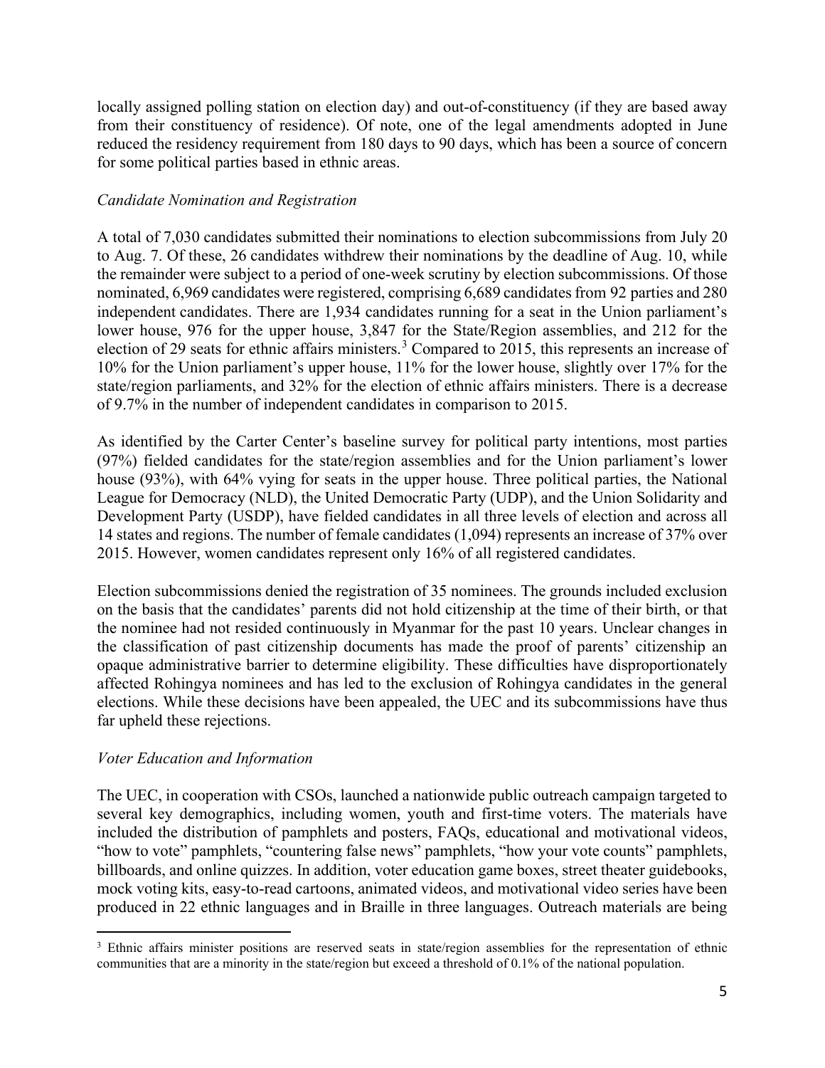locally assigned polling station on election day) and out-of-constituency (if they are based away from their constituency of residence). Of note, one of the legal amendments adopted in June reduced the residency requirement from 180 days to 90 days, which has been a source of concern for some political parties based in ethnic areas.

*Candidate Nomination and Registration*

A total of 7,030 candidates submitted their nominations to election subcommissions from July 20 to Aug. 7. Of these, 26 candidates withdrew their nominations by the deadline of Aug. 10, while the remainder were subject to a period of one-week scrutiny by election subcommissions. Of those nominated, 6,969 candidates were registered, comprising 6,689 candidates from 92 parties and 280 independent candidates. There are 1,934 candidates running for a seat in the Union parliament's lower house, 976 for the upper house, 3,847 for the State/Region assemblies, and 212 for the election of 29 seats for ethnic affairs ministers.[3] Compared to 2015, this represents an increase of 10% for the Union parliament's upper house, 11% for the lower house, slightly over 17% for the state/region parliaments, and 32% for the election of ethnic affairs ministers. There is a decrease of 9.7% in the number of independent candidates in comparison to 2015.

As identified by the Carter Center's baseline survey for political party intentions, most parties (97%) fielded candidates for the state/region assemblies and for the Union parliament's lower house (93%), with 64% vying for seats in the upper house. Three political parties, the National League for Democracy (NLD), the United Democratic Party (UDP), and the Union Solidarity and Development Party (USDP), have fielded candidates in all three levels of election and across all 14 states and regions. The number of female candidates (1,094) represents an increase of 37% over 2015. However, women candidates represent only 16% of all registered candidates.

Election subcommissions denied the registration of 35 nominees. The grounds included exclusion on the basis that the candidates' parents did not hold citizenship at the time of their birth, or that the nominee had not resided continuously in Myanmar for the past 10 years. Unclear changes in the classification of past citizenship documents has made the proof of parents' citizenship an opaque administrative barrier to determine eligibility. These difficulties have disproportionately affected Rohingya nominees and has led to the exclusion of Rohingya candidates in the general elections. While these decisions have been appealed, the UEC and its subcommissions have thus far upheld these rejections.

*Voter Education and Information*

The UEC, in cooperation with CSOs, launched a nationwide public outreach campaign targeted to several key demographics, including women, youth and first-time voters. The materials have included the distribution of pamphlets and posters, FAQs, educational and motivational videos, "how to vote" pamphlets, "countering false news" pamphlets, "how your vote counts" pamphlets, billboards, and online quizzes. In addition, voter education game boxes, street theater guidebooks, mock voting kits, easy-to-read cartoons, animated videos, and motivational video series have been produced in 22 ethnic languages and in Braille in three languages. Outreach materials are being

[3] Ethnic affairs minister positions are reserved seats in state/region assemblies for the representation of ethnic communities that are a minority in the state/region but exceed a threshold of 0.1% of the national population.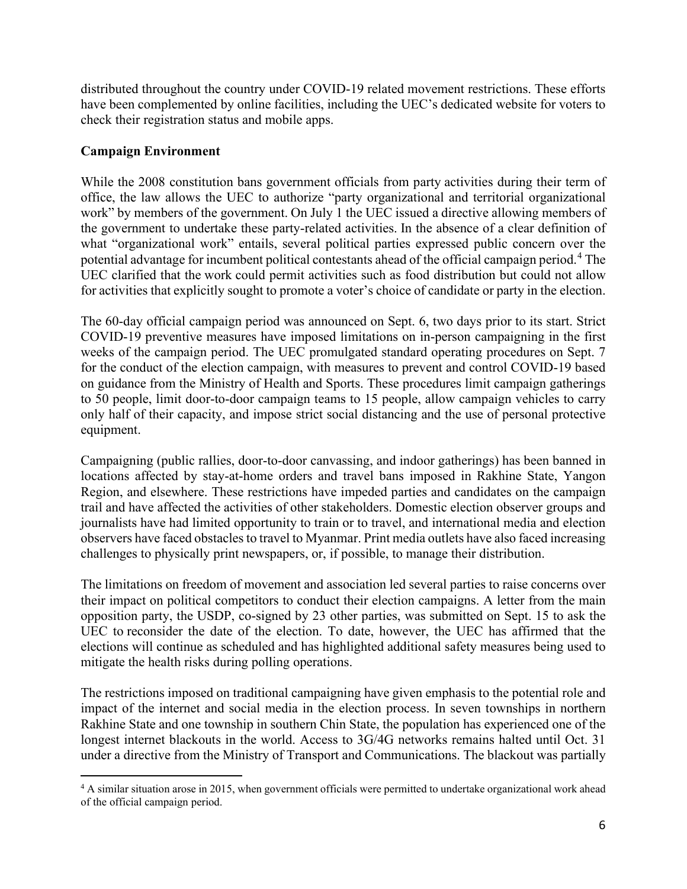distributed throughout the country under COVID-19 related movement restrictions. These efforts have been complemented by online facilities, including the UEC's dedicated website for voters to check their registration status and mobile apps.

**Campaign Environment**

While the 2008 constitution bans government officials from party activities during their term of office, the law allows the UEC to authorize "party organizational and territorial organizational work" by members of the government. On July 1 the UEC issued a directive allowing members of the government to undertake these party-related activities. In the absence of a clear definition of what "organizational work" entails, several political parties expressed public concern over the potential advantage for incumbent political contestants ahead of the official campaign period.[4] The UEC clarified that the work could permit activities such as food distribution but could not allow for activities that explicitly sought to promote a voter's choice of candidate or party in the election.

The 60-day official campaign period was announced on Sept. 6, two days prior to its start. Strict COVID-19 preventive measures have imposed limitations on in-person campaigning in the first weeks of the campaign period. The UEC promulgated standard operating procedures on Sept. 7 for the conduct of the election campaign, with measures to prevent and control COVID-19 based on guidance from the Ministry of Health and Sports. These procedures limit campaign gatherings to 50 people, limit door-to-door campaign teams to 15 people, allow campaign vehicles to carry only half of their capacity, and impose strict social distancing and the use of personal protective equipment.

Campaigning (public rallies, door-to-door canvassing, and indoor gatherings) has been banned in locations affected by stay-at-home orders and travel bans imposed in Rakhine State, Yangon Region, and elsewhere. These restrictions have impeded parties and candidates on the campaign trail and have affected the activities of other stakeholders. Domestic election observer groups and journalists have had limited opportunity to train or to travel, and international media and election observers have faced obstacles to travel to Myanmar. Print media outlets have also faced increasing challenges to physically print newspapers, or, if possible, to manage their distribution.

The limitations on freedom of movement and association led several parties to raise concerns over their impact on political competitors to conduct their election campaigns. A letter from the main opposition party, the USDP, co-signed by 23 other parties, was submitted on Sept. 15 to ask the UEC to reconsider the date of the election. To date, however, the UEC has affirmed that the elections will continue as scheduled and has highlighted additional safety measures being used to mitigate the health risks during polling operations.

The restrictions imposed on traditional campaigning have given emphasis to the potential role and impact of the internet and social media in the election process. In seven townships in northern Rakhine State and one township in southern Chin State, the population has experienced one of the longest internet blackouts in the world. Access to 3G/4G networks remains halted until Oct. 31 under a directive from the Ministry of Transport and Communications. The blackout was partially

[4] A similar situation arose in 2015, when government officials were permitted to undertake organizational work ahead of the official campaign period.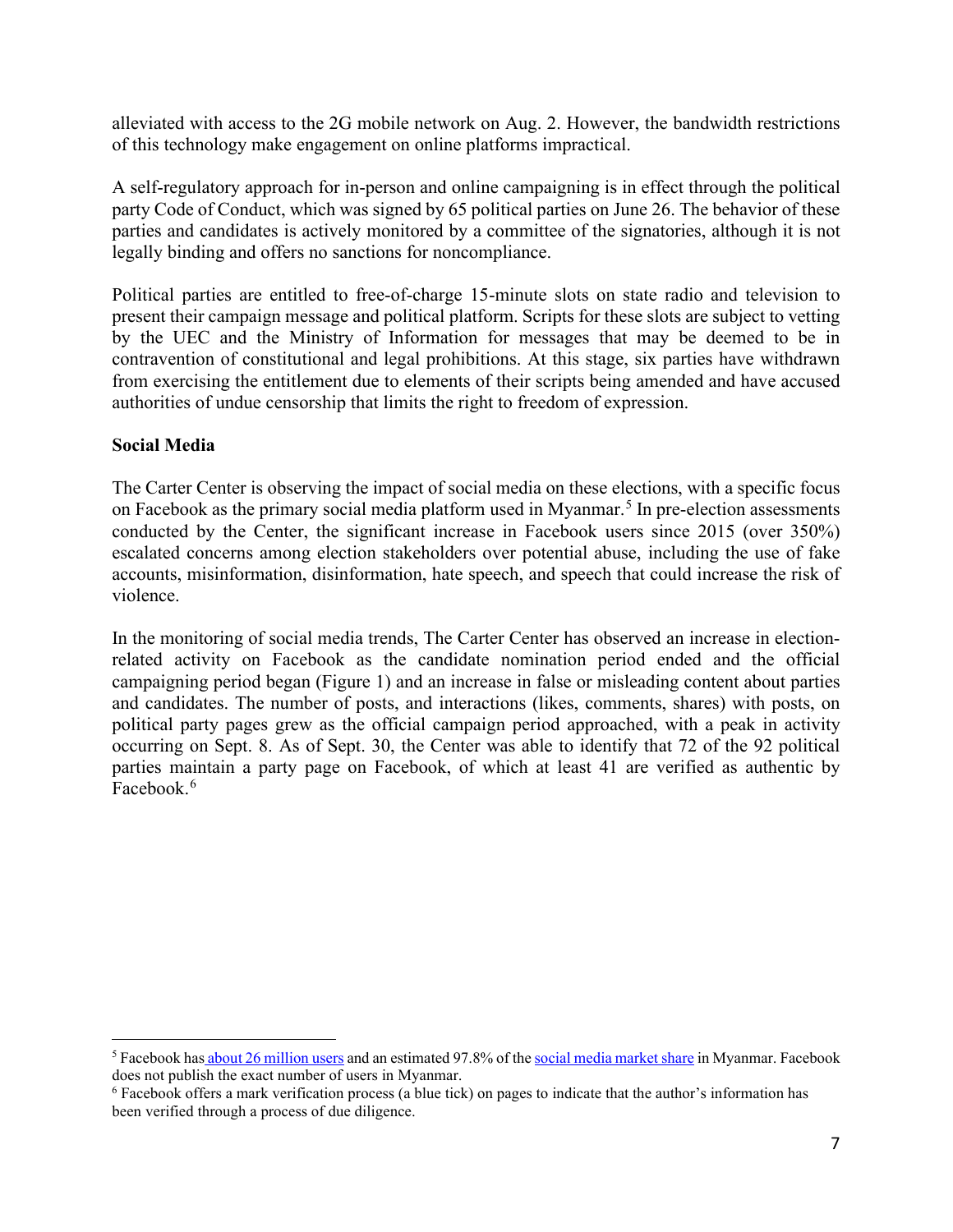alleviated with access to the 2G mobile network on Aug. 2. However, the bandwidth restrictions of this technology make engagement on online platforms impractical.

A self-regulatory approach for in-person and online campaigning is in effect through the political party Code of Conduct, which was signed by 65 political parties on June 26. The behavior of these parties and candidates is actively monitored by a committee of the signatories, although it is not legally binding and offers no sanctions for noncompliance.

Political parties are entitled to free-of-charge 15-minute slots on state radio and television to present their campaign message and political platform. Scripts for these slots are subject to vetting by the UEC and the Ministry of Information for messages that may be deemed to be in contravention of constitutional and legal prohibitions. At this stage, six parties have withdrawn from exercising the entitlement due to elements of their scripts being amended and have accused authorities of undue censorship that limits the right to freedom of expression.

**Social Media**

The Carter Center is observing the impact of social media on these elections, with a specific focus on Facebook as the primary social media platform used in Myanmar.[5] In pre-election assessments conducted by the Center, the significant increase in Facebook users since 2015 (over 350%) escalated concerns among election stakeholders over potential abuse, including the use of fake accounts, misinformation, disinformation, hate speech, and speech that could increase the risk of violence.

In the monitoring of social media trends, The Carter Center has observed an increase in election-related activity on Facebook as the candidate nomination period ended and the official campaigning period began (Figure 1) and an increase in false or misleading content about parties and candidates. The number of posts, and interactions (likes, comments, shares) with posts, on political party pages grew as the official campaign period approached, with a peak in activity occurring on Sept. 8. As of Sept. 30, the Center was able to identify that 72 of the 92 political parties maintain a party page on Facebook, of which at least 41 are verified as authentic by Facebook.[6]

---

[5] Facebook has about 26 million users and an estimated 97.8% of the social media market share in Myanmar. Facebook does not publish the exact number of users in Myanmar.

[6] Facebook offers a mark verification process (a blue tick) on pages to indicate that the author's information has been verified through a process of due diligence.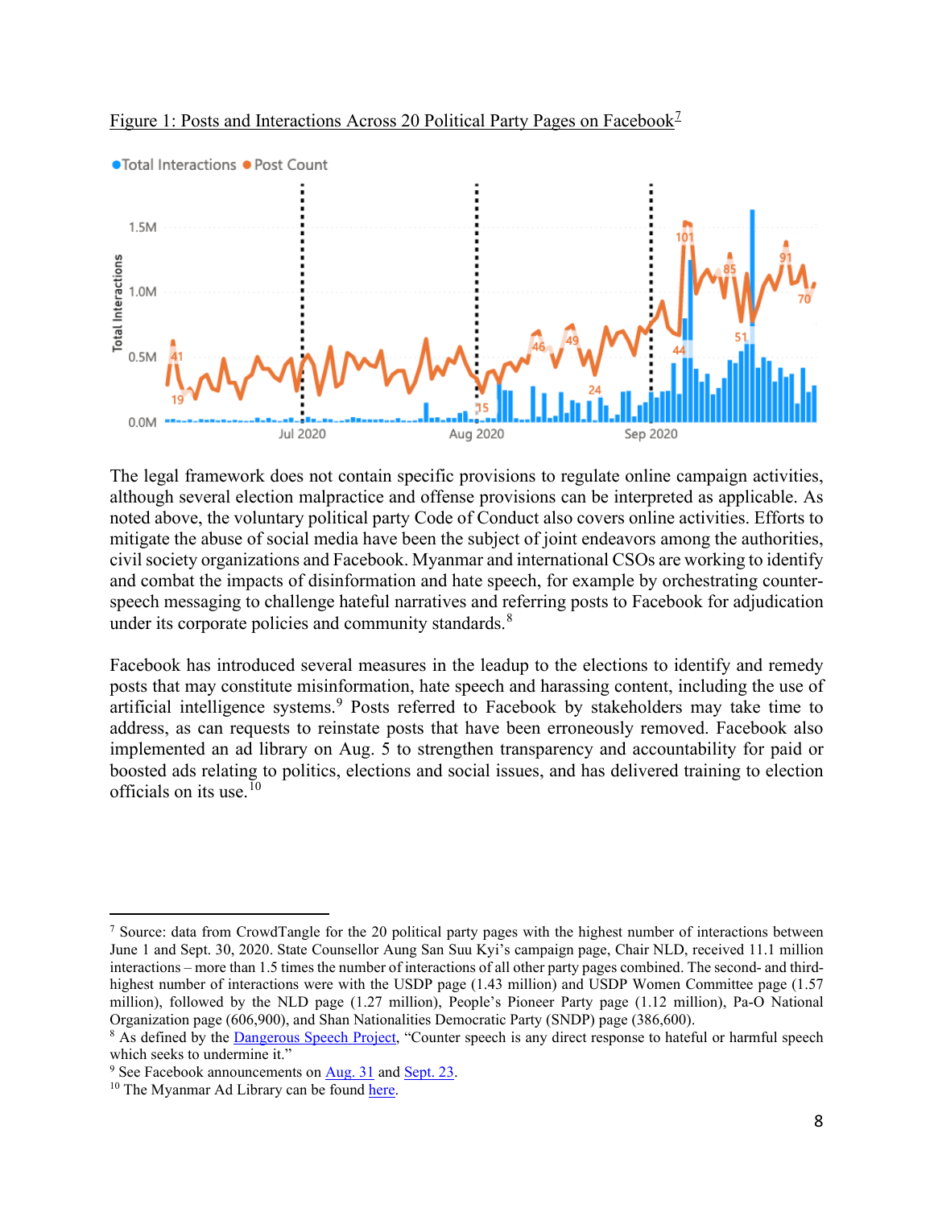Figure 1: Posts and Interactions Across 20 Political Party Pages on Facebook[7]

The legal framework does not contain specific provisions to regulate online campaign activities, although several election malpractice and offense provisions can be interpreted as applicable. As noted above, the voluntary political party Code of Conduct also covers online activities. Efforts to mitigate the abuse of social media have been the subject of joint endeavors among the authorities, civil society organizations and Facebook. Myanmar and international CSOs are working to identify and combat the impacts of disinformation and hate speech, for example by orchestrating counter-speech messaging to challenge hateful narratives and referring posts to Facebook for adjudication under its corporate policies and community standards.[8]

Facebook has introduced several measures in the leadup to the elections to identify and remedy posts that may constitute misinformation, hate speech and harassing content, including the use of artificial intelligence systems.[9] Posts referred to Facebook by stakeholders may take time to address, as can requests to reinstate posts that have been erroneously removed. Facebook also implemented an ad library on Aug. 5 to strengthen transparency and accountability for paid or boosted ads relating to politics, elections and social issues, and has delivered training to election officials on its use.[10]

---

[7] Source: data from CrowdTangle for the 20 political party pages with the highest number of interactions between June 1 and Sept. 30, 2020. State Counsellor Aung San Suu Kyi's campaign page, Chair NLD, received 11.1 million interactions – more than 1.5 times the number of interactions of all other party pages combined. The second- and third-highest number of interactions were with the USDP page (1.43 million) and USDP Women Committee page (1.57 million), followed by the NLD page (1.27 million), People's Pioneer Party page (1.12 million), Pa-O National Organization page (606,900), and Shan Nationalities Democratic Party (SNDP) page (386,600).

[8] As defined by the Dangerous Speech Project, "Counter speech is any direct response to hateful or harmful speech which seeks to undermine it."

[9] See Facebook announcements on Aug. 31 and Sept. 23.

[10] The Myanmar Ad Library can be found here.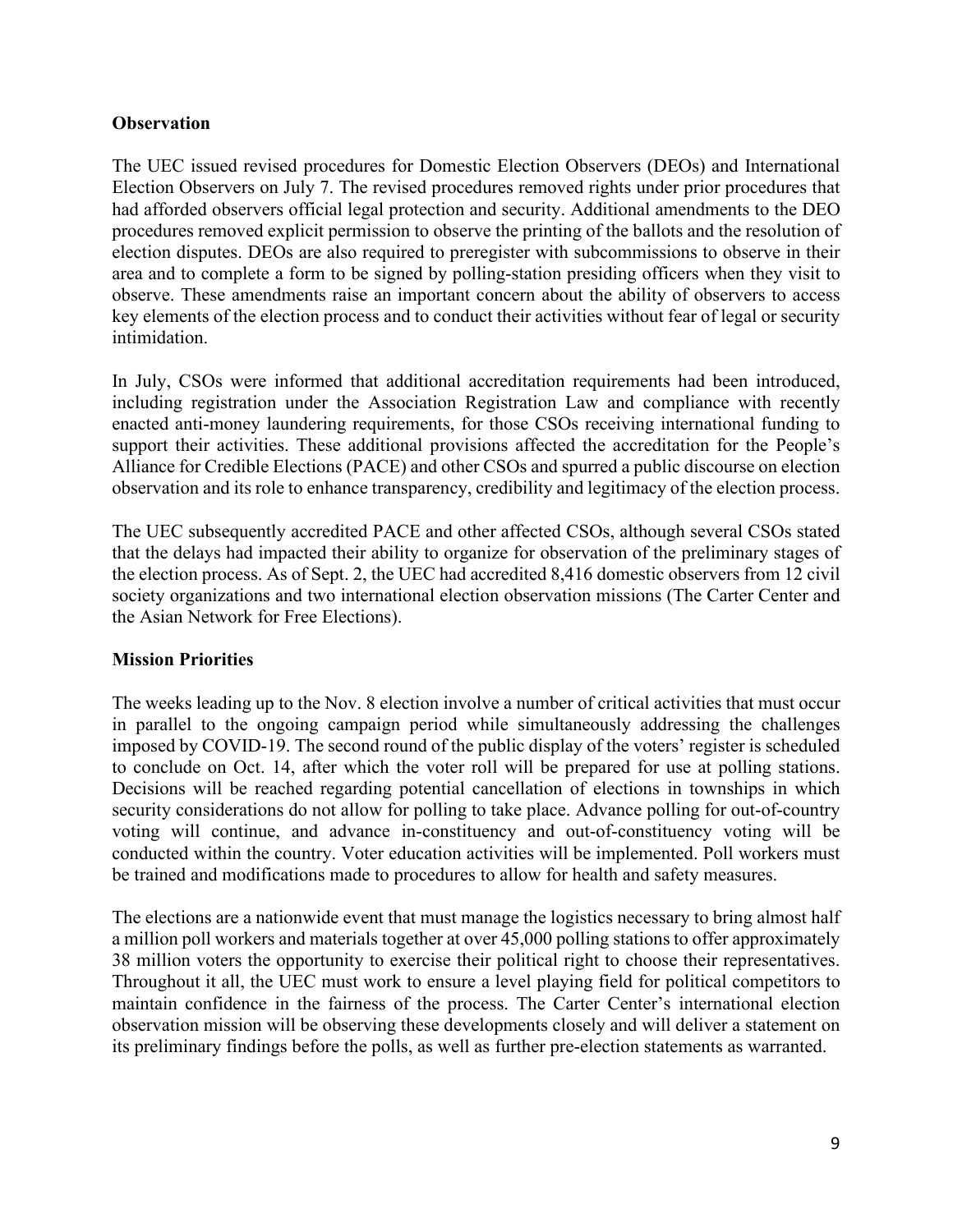### Observation

The UEC issued revised procedures for Domestic Election Observers (DEOs) and International Election Observers on July 7. The revised procedures removed rights under prior procedures that had afforded observers official legal protection and security. Additional amendments to the DEO procedures removed explicit permission to observe the printing of the ballots and the resolution of election disputes. DEOs are also required to preregister with subcommissions to observe in their area and to complete a form to be signed by polling-station presiding officers when they visit to observe. These amendments raise an important concern about the ability of observers to access key elements of the election process and to conduct their activities without fear of legal or security intimidation.

In July, CSOs were informed that additional accreditation requirements had been introduced, including registration under the Association Registration Law and compliance with recently enacted anti-money laundering requirements, for those CSOs receiving international funding to support their activities. These additional provisions affected the accreditation for the People's Alliance for Credible Elections (PACE) and other CSOs and spurred a public discourse on election observation and its role to enhance transparency, credibility and legitimacy of the election process.

The UEC subsequently accredited PACE and other affected CSOs, although several CSOs stated that the delays had impacted their ability to organize for observation of the preliminary stages of the election process. As of Sept. 2, the UEC had accredited 8,416 domestic observers from 12 civil society organizations and two international election observation missions (The Carter Center and the Asian Network for Free Elections).

### Mission Priorities

The weeks leading up to the Nov. 8 election involve a number of critical activities that must occur in parallel to the ongoing campaign period while simultaneously addressing the challenges imposed by COVID-19. The second round of the public display of the voters' register is scheduled to conclude on Oct. 14, after which the voter roll will be prepared for use at polling stations. Decisions will be reached regarding potential cancellation of elections in townships in which security considerations do not allow for polling to take place. Advance polling for out-of-country voting will continue, and advance in-constituency and out-of-constituency voting will be conducted within the country. Voter education activities will be implemented. Poll workers must be trained and modifications made to procedures to allow for health and safety measures.

The elections are a nationwide event that must manage the logistics necessary to bring almost half a million poll workers and materials together at over 45,000 polling stations to offer approximately 38 million voters the opportunity to exercise their political right to choose their representatives. Throughout it all, the UEC must work to ensure a level playing field for political competitors to maintain confidence in the fairness of the process. The Carter Center's international election observation mission will be observing these developments closely and will deliver a statement on its preliminary findings before the polls, as well as further pre-election statements as warranted.